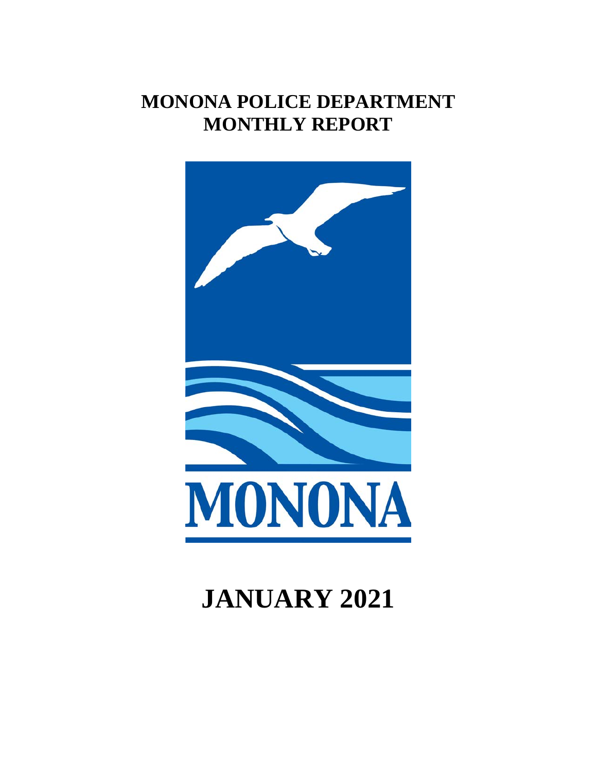# MONONA POLICE DEPARTMENT
# MONTHLY REPORT

MONONA

# JANUARY 2021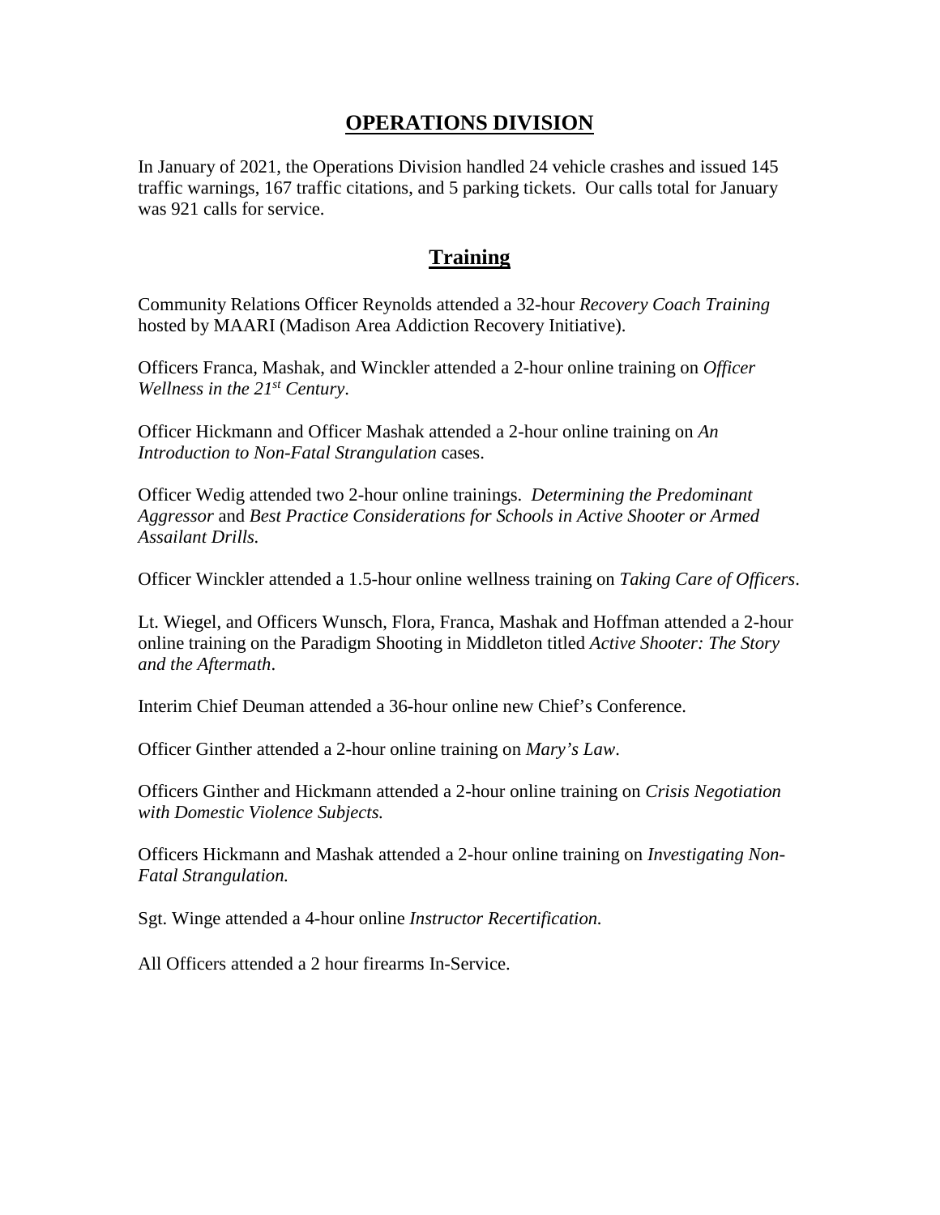## OPERATIONS DIVISION

In January of 2021, the Operations Division handled 24 vehicle crashes and issued 145 traffic warnings, 167 traffic citations, and 5 parking tickets. Our calls total for January was 921 calls for service.

## Training

Community Relations Officer Reynolds attended a 32-hour *Recovery Coach Training* hosted by MAARI (Madison Area Addiction Recovery Initiative).

Officers Franca, Mashak, and Winckler attended a 2-hour online training on *Officer Wellness in the 21st Century*.

Officer Hickmann and Officer Mashak attended a 2-hour online training on *An Introduction to Non-Fatal Strangulation* cases.

Officer Wedig attended two 2-hour online trainings. *Determining the Predominant Aggressor* and *Best Practice Considerations for Schools in Active Shooter or Armed Assailant Drills.*

Officer Winckler attended a 1.5-hour online wellness training on *Taking Care of Officers*.

Lt. Wiegel, and Officers Wunsch, Flora, Franca, Mashak and Hoffman attended a 2-hour online training on the Paradigm Shooting in Middleton titled *Active Shooter: The Story and the Aftermath*.

Interim Chief Deuman attended a 36-hour online new Chief's Conference.

Officer Ginther attended a 2-hour online training on *Mary's Law*.

Officers Ginther and Hickmann attended a 2-hour online training on *Crisis Negotiation with Domestic Violence Subjects.*

Officers Hickmann and Mashak attended a 2-hour online training on *Investigating Non-Fatal Strangulation.*

Sgt. Winge attended a 4-hour online *Instructor Recertification.*

All Officers attended a 2 hour firearms In-Service.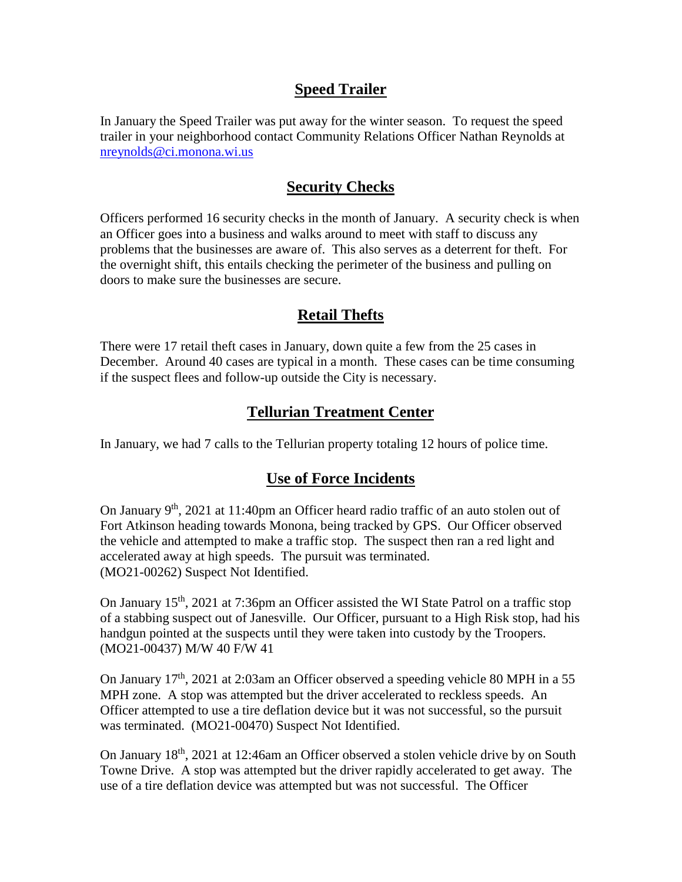## Speed Trailer

In January the Speed Trailer was put away for the winter season. To request the speed trailer in your neighborhood contact Community Relations Officer Nathan Reynolds at nreynolds@ci.monona.wi.us

## Security Checks

Officers performed 16 security checks in the month of January. A security check is when an Officer goes into a business and walks around to meet with staff to discuss any problems that the businesses are aware of. This also serves as a deterrent for theft. For the overnight shift, this entails checking the perimeter of the business and pulling on doors to make sure the businesses are secure.

## Retail Thefts

There were 17 retail theft cases in January, down quite a few from the 25 cases in December. Around 40 cases are typical in a month. These cases can be time consuming if the suspect flees and follow-up outside the City is necessary.

## Tellurian Treatment Center

In January, we had 7 calls to the Tellurian property totaling 12 hours of police time.

## Use of Force Incidents

On January 9th, 2021 at 11:40pm an Officer heard radio traffic of an auto stolen out of Fort Atkinson heading towards Monona, being tracked by GPS. Our Officer observed the vehicle and attempted to make a traffic stop. The suspect then ran a red light and accelerated away at high speeds. The pursuit was terminated. (MO21-00262) Suspect Not Identified.

On January 15th, 2021 at 7:36pm an Officer assisted the WI State Patrol on a traffic stop of a stabbing suspect out of Janesville. Our Officer, pursuant to a High Risk stop, had his handgun pointed at the suspects until they were taken into custody by the Troopers. (MO21-00437) M/W 40 F/W 41

On January 17th, 2021 at 2:03am an Officer observed a speeding vehicle 80 MPH in a 55 MPH zone. A stop was attempted but the driver accelerated to reckless speeds. An Officer attempted to use a tire deflation device but it was not successful, so the pursuit was terminated. (MO21-00470) Suspect Not Identified.

On January 18th, 2021 at 12:46am an Officer observed a stolen vehicle drive by on South Towne Drive. A stop was attempted but the driver rapidly accelerated to get away. The use of a tire deflation device was attempted but was not successful. The Officer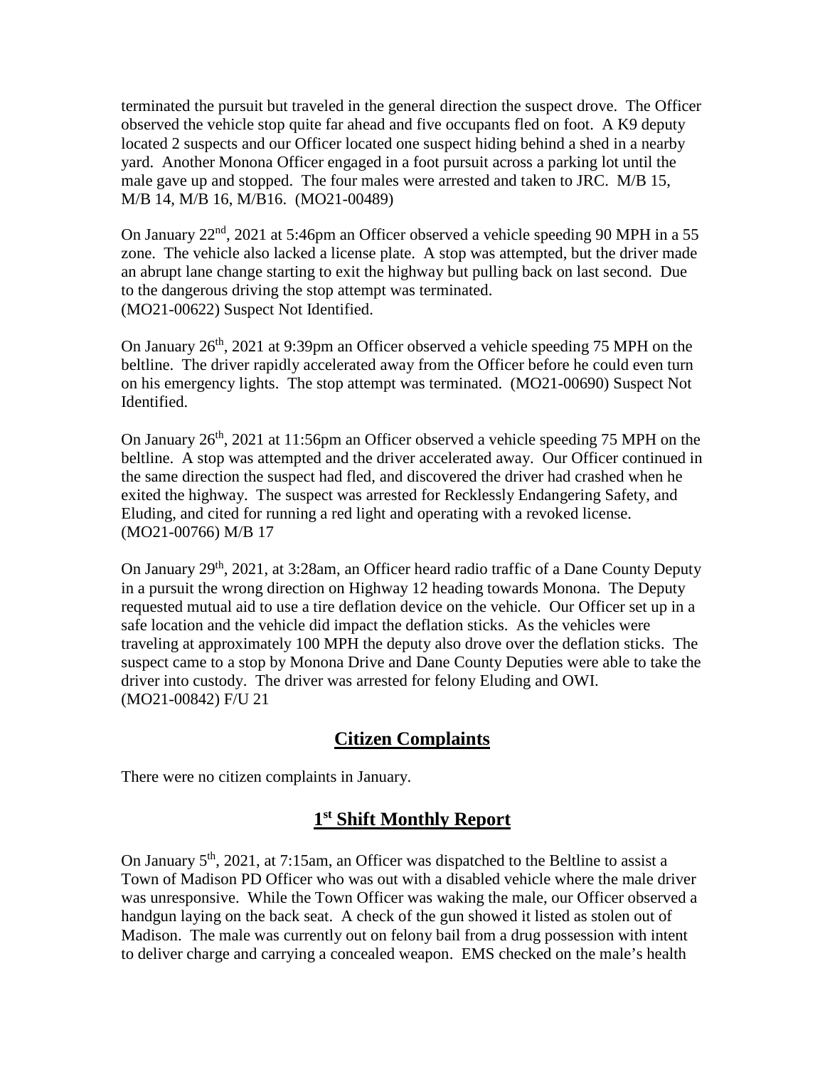terminated the pursuit but traveled in the general direction the suspect drove. The Officer observed the vehicle stop quite far ahead and five occupants fled on foot. A K9 deputy located 2 suspects and our Officer located one suspect hiding behind a shed in a nearby yard. Another Monona Officer engaged in a foot pursuit across a parking lot until the male gave up and stopped. The four males were arrested and taken to JRC. M/B 15, M/B 14, M/B 16, M/B16. (MO21-00489)

On January 22nd, 2021 at 5:46pm an Officer observed a vehicle speeding 90 MPH in a 55 zone. The vehicle also lacked a license plate. A stop was attempted, but the driver made an abrupt lane change starting to exit the highway but pulling back on last second. Due to the dangerous driving the stop attempt was terminated.
(MO21-00622) Suspect Not Identified.

On January 26th, 2021 at 9:39pm an Officer observed a vehicle speeding 75 MPH on the beltline. The driver rapidly accelerated away from the Officer before he could even turn on his emergency lights. The stop attempt was terminated. (MO21-00690) Suspect Not Identified.

On January 26th, 2021 at 11:56pm an Officer observed a vehicle speeding 75 MPH on the beltline. A stop was attempted and the driver accelerated away. Our Officer continued in the same direction the suspect had fled, and discovered the driver had crashed when he exited the highway. The suspect was arrested for Recklessly Endangering Safety, and Eluding, and cited for running a red light and operating with a revoked license.
(MO21-00766) M/B 17

On January 29th, 2021, at 3:28am, an Officer heard radio traffic of a Dane County Deputy in a pursuit the wrong direction on Highway 12 heading towards Monona. The Deputy requested mutual aid to use a tire deflation device on the vehicle. Our Officer set up in a safe location and the vehicle did impact the deflation sticks. As the vehicles were traveling at approximately 100 MPH the deputy also drove over the deflation sticks. The suspect came to a stop by Monona Drive and Dane County Deputies were able to take the driver into custody. The driver was arrested for felony Eluding and OWI.
(MO21-00842) F/U 21

## Citizen Complaints

There were no citizen complaints in January.

## 1st Shift Monthly Report

On January 5th, 2021, at 7:15am, an Officer was dispatched to the Beltline to assist a Town of Madison PD Officer who was out with a disabled vehicle where the male driver was unresponsive. While the Town Officer was waking the male, our Officer observed a handgun laying on the back seat. A check of the gun showed it listed as stolen out of Madison. The male was currently out on felony bail from a drug possession with intent to deliver charge and carrying a concealed weapon. EMS checked on the male's health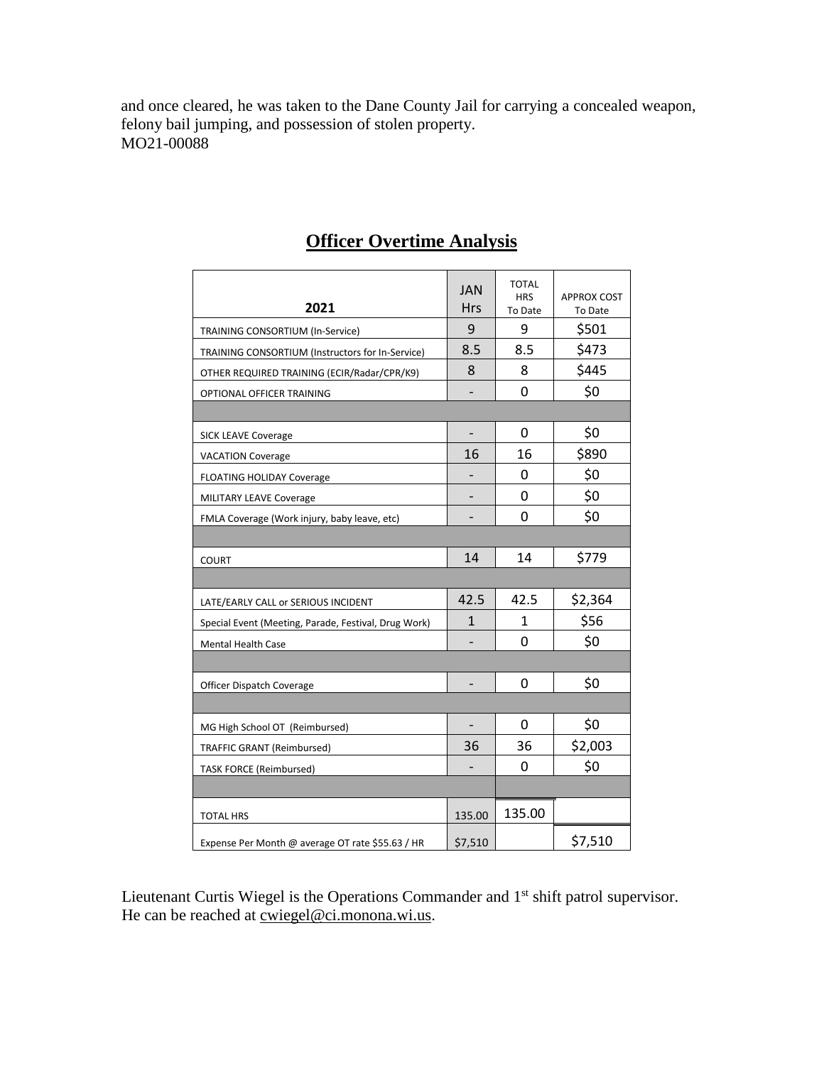and once cleared, he was taken to the Dane County Jail for carrying a concealed weapon, felony bail jumping, and possession of stolen property.
MO21-00088

## Officer Overtime Analysis

| 2021 | JAN Hrs | TOTAL HRS To Date | APPROX COST To Date |
|---|---|---|---|
| TRAINING CONSORTIUM (In-Service) | 9 | 9 | $501 |
| TRAINING CONSORTIUM (Instructors for In-Service) | 8.5 | 8.5 | $473 |
| OTHER REQUIRED TRAINING (ECIR/Radar/CPR/K9) | 8 | 8 | $445 |
| OPTIONAL OFFICER TRAINING | - | 0 | $0 |
| | | | |
| SICK LEAVE Coverage | - | 0 | $0 |
| VACATION Coverage | 16 | 16 | $890 |
| FLOATING HOLIDAY Coverage | - | 0 | $0 |
| MILITARY LEAVE Coverage | - | 0 | $0 |
| FMLA Coverage (Work injury, baby leave, etc) | - | 0 | $0 |
| | | | |
| COURT | 14 | 14 | $779 |
| | | | |
| LATE/EARLY CALL or SERIOUS INCIDENT | 42.5 | 42.5 | $2,364 |
| Special Event (Meeting, Parade, Festival, Drug Work) | 1 | 1 | $56 |
| Mental Health Case | - | 0 | $0 |
| | | | |
| Officer Dispatch Coverage | - | 0 | $0 |
| | | | |
| MG High School OT (Reimbursed) | - | 0 | $0 |
| TRAFFIC GRANT (Reimbursed) | 36 | 36 | $2,003 |
| TASK FORCE (Reimbursed) | - | 0 | $0 |
| | | | |
| TOTAL HRS | 135.00 | 135.00 | |
| Expense Per Month @ average OT rate $55.63 / HR | $7,510 | | $7,510 |

Lieutenant Curtis Wiegel is the Operations Commander and 1st shift patrol supervisor. He can be reached at cwiegel@ci.monona.wi.us.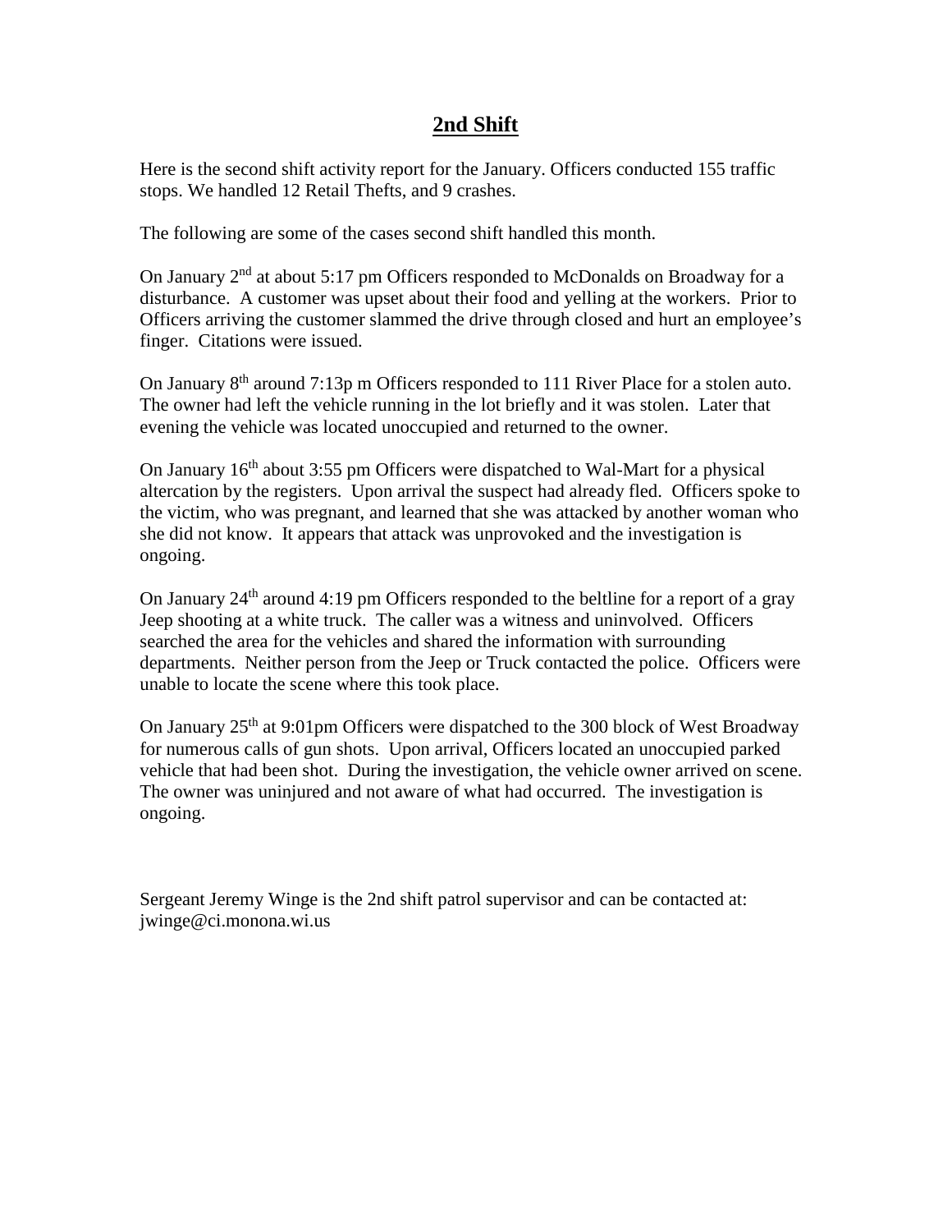## 2nd Shift

Here is the second shift activity report for the January. Officers conducted 155 traffic stops. We handled 12 Retail Thefts, and 9 crashes.

The following are some of the cases second shift handled this month.

On January 2nd at about 5:17 pm Officers responded to McDonalds on Broadway for a disturbance. A customer was upset about their food and yelling at the workers. Prior to Officers arriving the customer slammed the drive through closed and hurt an employee's finger. Citations were issued.

On January 8th around 7:13p m Officers responded to 111 River Place for a stolen auto. The owner had left the vehicle running in the lot briefly and it was stolen. Later that evening the vehicle was located unoccupied and returned to the owner.

On January 16th about 3:55 pm Officers were dispatched to Wal-Mart for a physical altercation by the registers. Upon arrival the suspect had already fled. Officers spoke to the victim, who was pregnant, and learned that she was attacked by another woman who she did not know. It appears that attack was unprovoked and the investigation is ongoing.

On January 24th around 4:19 pm Officers responded to the beltline for a report of a gray Jeep shooting at a white truck. The caller was a witness and uninvolved. Officers searched the area for the vehicles and shared the information with surrounding departments. Neither person from the Jeep or Truck contacted the police. Officers were unable to locate the scene where this took place.

On January 25th at 9:01pm Officers were dispatched to the 300 block of West Broadway for numerous calls of gun shots. Upon arrival, Officers located an unoccupied parked vehicle that had been shot. During the investigation, the vehicle owner arrived on scene. The owner was uninjured and not aware of what had occurred. The investigation is ongoing.

Sergeant Jeremy Winge is the 2nd shift patrol supervisor and can be contacted at: jwinge@ci.monona.wi.us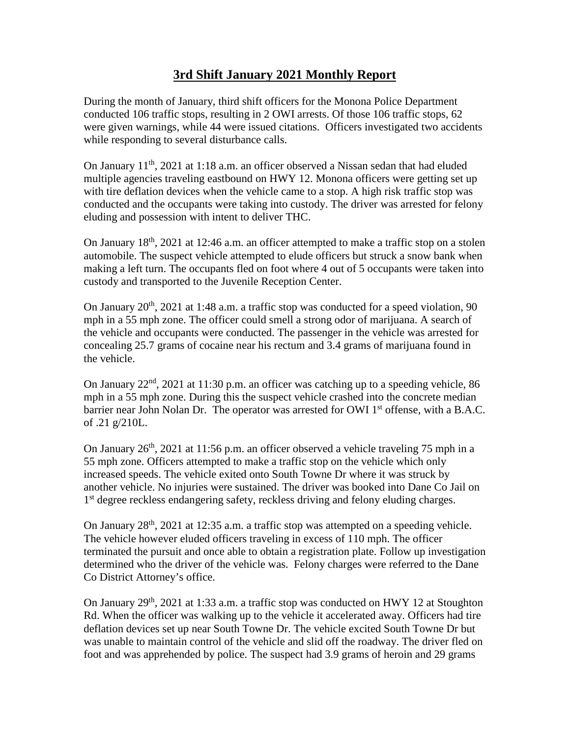# 3rd Shift January 2021 Monthly Report

During the month of January, third shift officers for the Monona Police Department conducted 106 traffic stops, resulting in 2 OWI arrests. Of those 106 traffic stops, 62 were given warnings, while 44 were issued citations. Officers investigated two accidents while responding to several disturbance calls.

On January 11th, 2021 at 1:18 a.m. an officer observed a Nissan sedan that had eluded multiple agencies traveling eastbound on HWY 12. Monona officers were getting set up with tire deflation devices when the vehicle came to a stop. A high risk traffic stop was conducted and the occupants were taking into custody. The driver was arrested for felony eluding and possession with intent to deliver THC.

On January 18th, 2021 at 12:46 a.m. an officer attempted to make a traffic stop on a stolen automobile. The suspect vehicle attempted to elude officers but struck a snow bank when making a left turn. The occupants fled on foot where 4 out of 5 occupants were taken into custody and transported to the Juvenile Reception Center.

On January 20th, 2021 at 1:48 a.m. a traffic stop was conducted for a speed violation, 90 mph in a 55 mph zone. The officer could smell a strong odor of marijuana. A search of the vehicle and occupants were conducted. The passenger in the vehicle was arrested for concealing 25.7 grams of cocaine near his rectum and 3.4 grams of marijuana found in the vehicle.

On January 22nd, 2021 at 11:30 p.m. an officer was catching up to a speeding vehicle, 86 mph in a 55 mph zone. During this the suspect vehicle crashed into the concrete median barrier near John Nolan Dr. The operator was arrested for OWI 1st offense, with a B.A.C. of .21 g/210L.

On January 26th, 2021 at 11:56 p.m. an officer observed a vehicle traveling 75 mph in a 55 mph zone. Officers attempted to make a traffic stop on the vehicle which only increased speeds. The vehicle exited onto South Towne Dr where it was struck by another vehicle. No injuries were sustained. The driver was booked into Dane Co Jail on 1st degree reckless endangering safety, reckless driving and felony eluding charges.

On January 28th, 2021 at 12:35 a.m. a traffic stop was attempted on a speeding vehicle. The vehicle however eluded officers traveling in excess of 110 mph. The officer terminated the pursuit and once able to obtain a registration plate. Follow up investigation determined who the driver of the vehicle was. Felony charges were referred to the Dane Co District Attorney's office.

On January 29th, 2021 at 1:33 a.m. a traffic stop was conducted on HWY 12 at Stoughton Rd. When the officer was walking up to the vehicle it accelerated away. Officers had tire deflation devices set up near South Towne Dr. The vehicle excited South Towne Dr but was unable to maintain control of the vehicle and slid off the roadway. The driver fled on foot and was apprehended by police. The suspect had 3.9 grams of heroin and 29 grams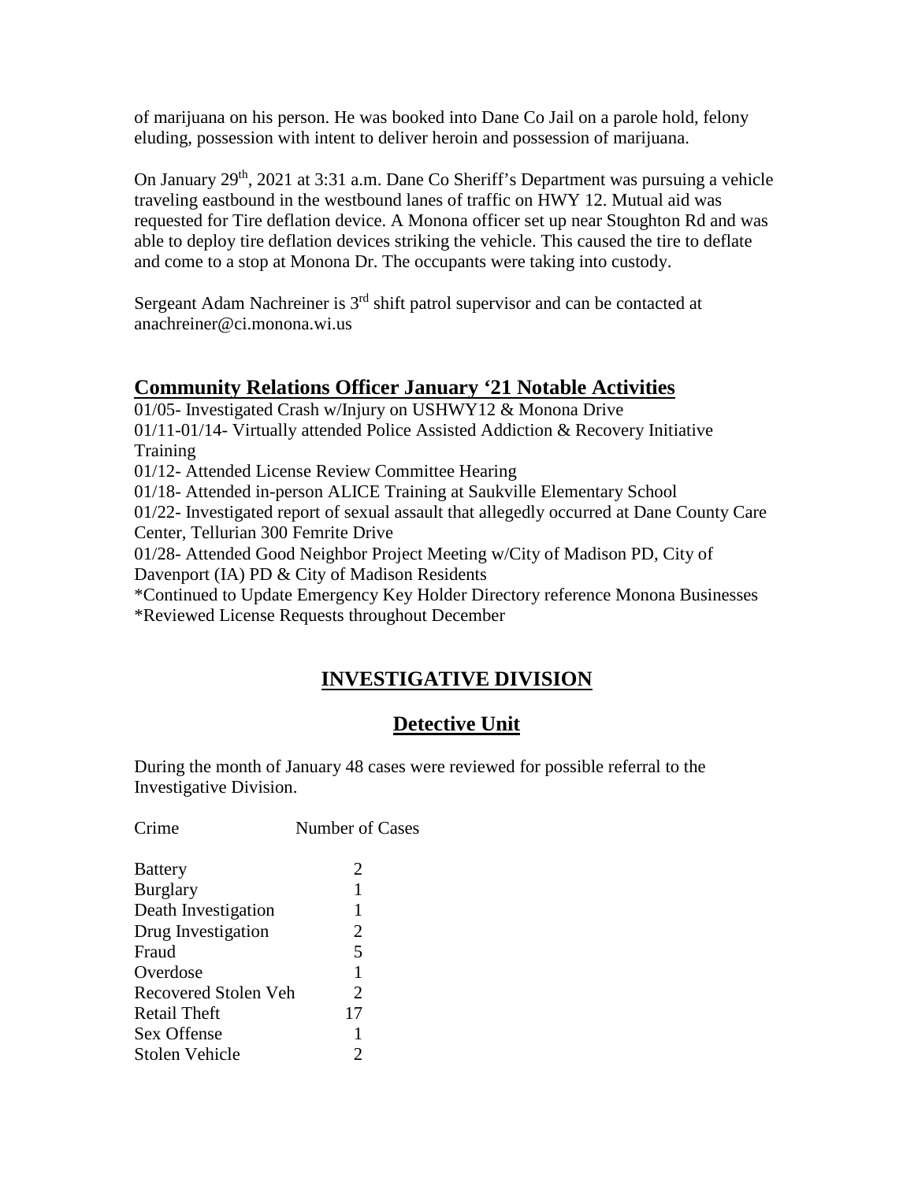of marijuana on his person. He was booked into Dane Co Jail on a parole hold, felony eluding, possession with intent to deliver heroin and possession of marijuana.

On January 29th, 2021 at 3:31 a.m. Dane Co Sheriff's Department was pursuing a vehicle traveling eastbound in the westbound lanes of traffic on HWY 12. Mutual aid was requested for Tire deflation device. A Monona officer set up near Stoughton Rd and was able to deploy tire deflation devices striking the vehicle. This caused the tire to deflate and come to a stop at Monona Dr. The occupants were taking into custody.

Sergeant Adam Nachreiner is 3rd shift patrol supervisor and can be contacted at anachreiner@ci.monona.wi.us

## Community Relations Officer January '21 Notable Activities

01/05- Investigated Crash w/Injury on USHWY12 & Monona Drive
01/11-01/14- Virtually attended Police Assisted Addiction & Recovery Initiative Training
01/12- Attended License Review Committee Hearing
01/18- Attended in-person ALICE Training at Saukville Elementary School
01/22- Investigated report of sexual assault that allegedly occurred at Dane County Care Center, Tellurian 300 Femrite Drive
01/28- Attended Good Neighbor Project Meeting w/City of Madison PD, City of Davenport (IA) PD & City of Madison Residents
*Continued to Update Emergency Key Holder Directory reference Monona Businesses
*Reviewed License Requests throughout December

# INVESTIGATIVE DIVISION

## Detective Unit

During the month of January 48 cases were reviewed for possible referral to the Investigative Division.

| Crime | Number of Cases |
|---|---|
| Battery | 2 |
| Burglary | 1 |
| Death Investigation | 1 |
| Drug Investigation | 2 |
| Fraud | 5 |
| Overdose | 1 |
| Recovered Stolen Veh | 2 |
| Retail Theft | 17 |
| Sex Offense | 1 |
| Stolen Vehicle | 2 |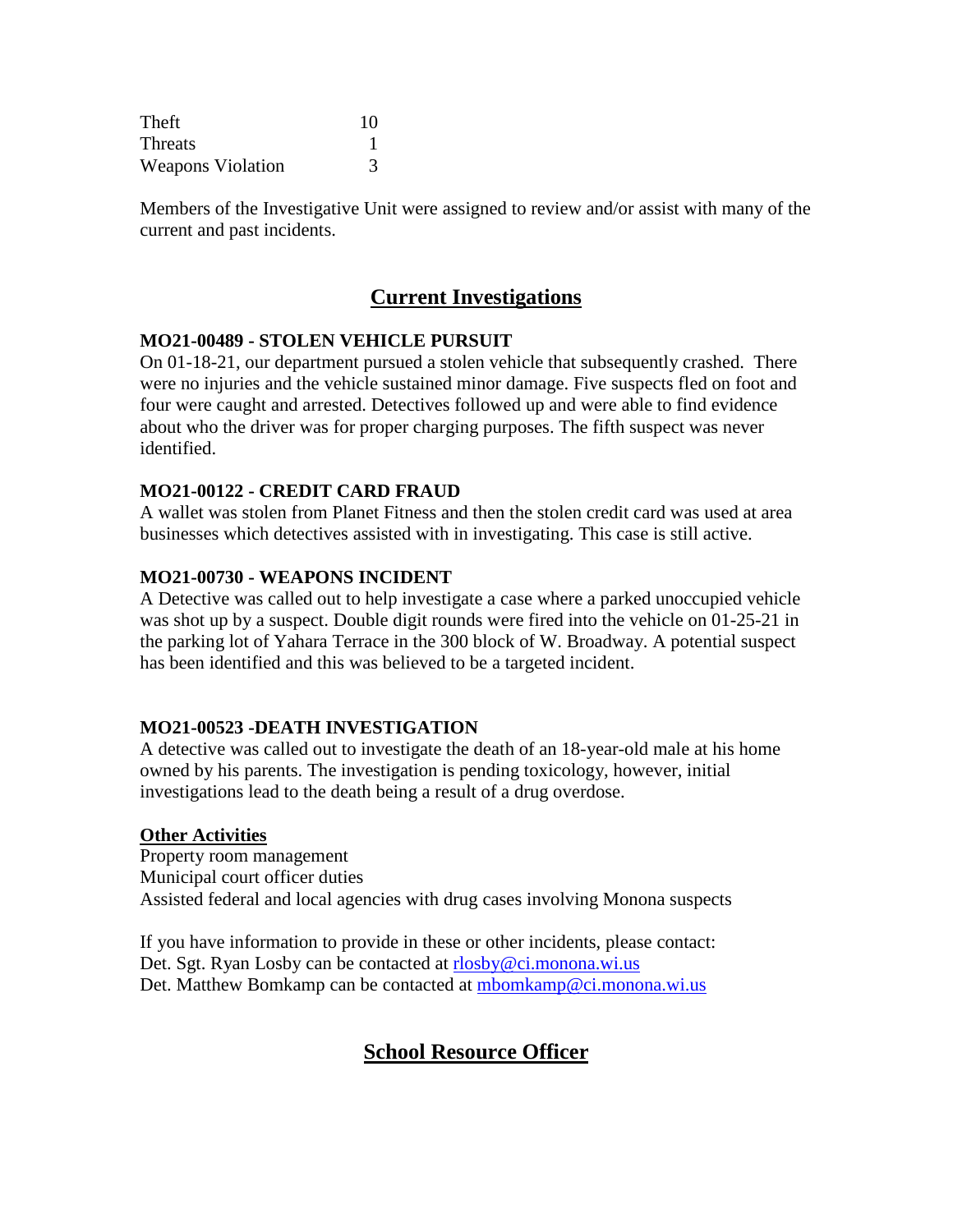| | |
|---|---|
| Theft | 10 |
| Threats | 1 |
| Weapons Violation | 3 |

Members of the Investigative Unit were assigned to review and/or assist with many of the current and past incidents.

## Current Investigations

**MO21-00489 - STOLEN VEHICLE PURSUIT**

On 01-18-21, our department pursued a stolen vehicle that subsequently crashed. There were no injuries and the vehicle sustained minor damage. Five suspects fled on foot and four were caught and arrested. Detectives followed up and were able to find evidence about who the driver was for proper charging purposes. The fifth suspect was never identified.

**MO21-00122 - CREDIT CARD FRAUD**

A wallet was stolen from Planet Fitness and then the stolen credit card was used at area businesses which detectives assisted with in investigating. This case is still active.

**MO21-00730 - WEAPONS INCIDENT**

A Detective was called out to help investigate a case where a parked unoccupied vehicle was shot up by a suspect. Double digit rounds were fired into the vehicle on 01-25-21 in the parking lot of Yahara Terrace in the 300 block of W. Broadway. A potential suspect has been identified and this was believed to be a targeted incident.

**MO21-00523 -DEATH INVESTIGATION**

A detective was called out to investigate the death of an 18-year-old male at his home owned by his parents. The investigation is pending toxicology, however, initial investigations lead to the death being a result of a drug overdose.

**Other Activities**

Property room management
Municipal court officer duties
Assisted federal and local agencies with drug cases involving Monona suspects

If you have information to provide in these or other incidents, please contact:
Det. Sgt. Ryan Losby can be contacted at rlosby@ci.monona.wi.us
Det. Matthew Bomkamp can be contacted at mbomkamp@ci.monona.wi.us

## School Resource Officer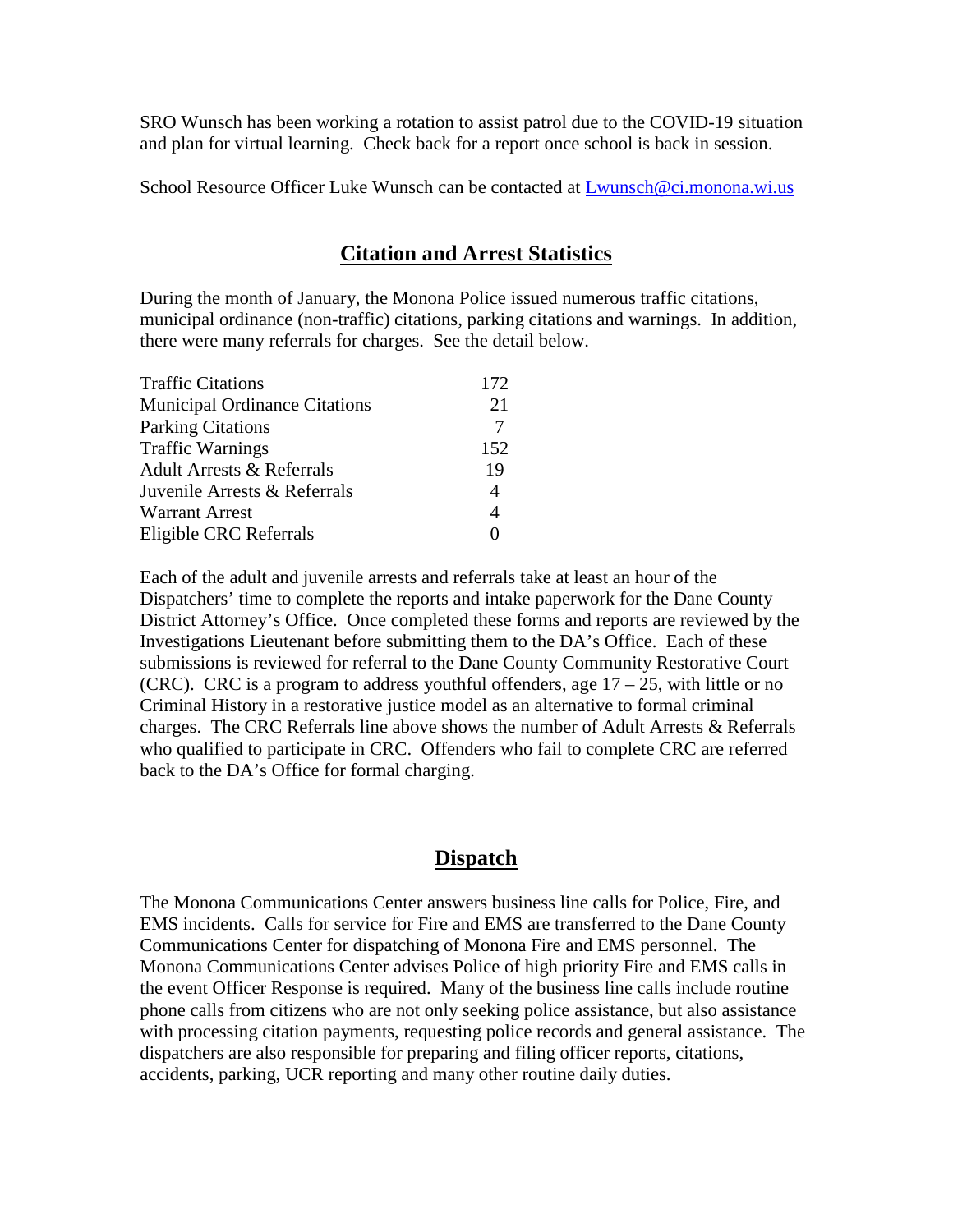SRO Wunsch has been working a rotation to assist patrol due to the COVID-19 situation and plan for virtual learning. Check back for a report once school is back in session.

School Resource Officer Luke Wunsch can be contacted at [Lwunsch@ci.monona.wi.us](mailto:Lwunsch@ci.monona.wi.us)

## Citation and Arrest Statistics

During the month of January, the Monona Police issued numerous traffic citations, municipal ordinance (non-traffic) citations, parking citations and warnings. In addition, there were many referrals for charges. See the detail below.

| | |
|---|---|
| Traffic Citations | 172 |
| Municipal Ordinance Citations | 21 |
| Parking Citations | 7 |
| Traffic Warnings | 152 |
| Adult Arrests & Referrals | 19 |
| Juvenile Arrests & Referrals | 4 |
| Warrant Arrest | 4 |
| Eligible CRC Referrals | 0 |

Each of the adult and juvenile arrests and referrals take at least an hour of the Dispatchers' time to complete the reports and intake paperwork for the Dane County District Attorney's Office. Once completed these forms and reports are reviewed by the Investigations Lieutenant before submitting them to the DA's Office. Each of these submissions is reviewed for referral to the Dane County Community Restorative Court (CRC). CRC is a program to address youthful offenders, age 17 – 25, with little or no Criminal History in a restorative justice model as an alternative to formal criminal charges. The CRC Referrals line above shows the number of Adult Arrests & Referrals who qualified to participate in CRC. Offenders who fail to complete CRC are referred back to the DA's Office for formal charging.

## Dispatch

The Monona Communications Center answers business line calls for Police, Fire, and EMS incidents. Calls for service for Fire and EMS are transferred to the Dane County Communications Center for dispatching of Monona Fire and EMS personnel. The Monona Communications Center advises Police of high priority Fire and EMS calls in the event Officer Response is required. Many of the business line calls include routine phone calls from citizens who are not only seeking police assistance, but also assistance with processing citation payments, requesting police records and general assistance. The dispatchers are also responsible for preparing and filing officer reports, citations, accidents, parking, UCR reporting and many other routine daily duties.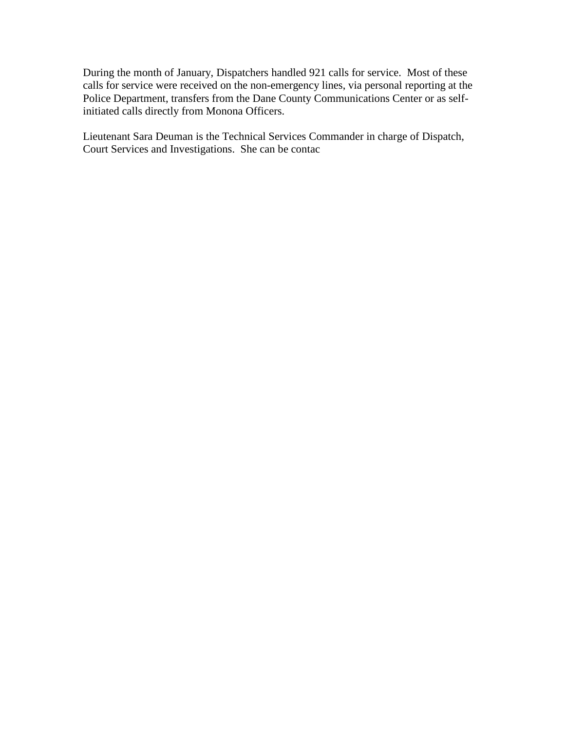During the month of January, Dispatchers handled 921 calls for service. Most of these calls for service were received on the non-emergency lines, via personal reporting at the Police Department, transfers from the Dane County Communications Center or as self-initiated calls directly from Monona Officers.

Lieutenant Sara Deuman is the Technical Services Commander in charge of Dispatch, Court Services and Investigations. She can be contac